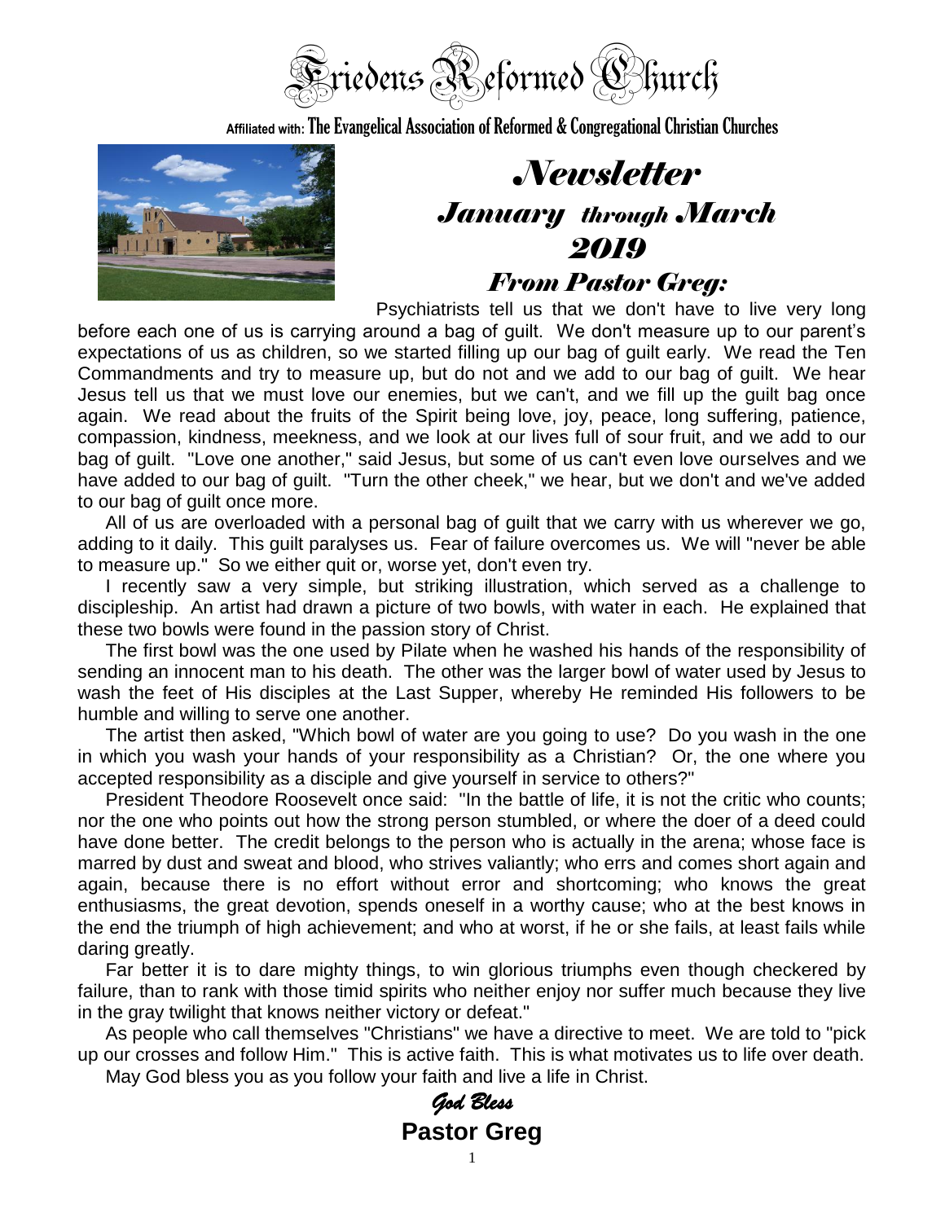# Friedens Reformed Church

Affiliated with: The Evangelical Association of Reformed & Congregational Christian Churches

## *Newsletter*

### *January through March 2019*

### *From Pastor Greg:*

Psychiatrists tell us that we don't have to live very long before each one of us is carrying around a bag of guilt. We don't measure up to our parent's expectations of us as children, so we started filling up our bag of guilt early. We read the Ten Commandments and try to measure up, but do not and we add to our bag of guilt. We hear Jesus tell us that we must love our enemies, but we can't, and we fill up the guilt bag once again. We read about the fruits of the Spirit being love, joy, peace, long suffering, patience, compassion, kindness, meekness, and we look at our lives full of sour fruit, and we add to our bag of guilt. "Love one another," said Jesus, but some of us can't even love ourselves and we have added to our bag of guilt. "Turn the other cheek," we hear, but we don't and we've added to our bag of guilt once more.

All of us are overloaded with a personal bag of guilt that we carry with us wherever we go, adding to it daily. This guilt paralyses us. Fear of failure overcomes us. We will "never be able to measure up." So we either quit or, worse yet, don't even try.

I recently saw a very simple, but striking illustration, which served as a challenge to discipleship. An artist had drawn a picture of two bowls, with water in each. He explained that these two bowls were found in the passion story of Christ.

The first bowl was the one used by Pilate when he washed his hands of the responsibility of sending an innocent man to his death. The other was the larger bowl of water used by Jesus to wash the feet of His disciples at the Last Supper, whereby He reminded His followers to be humble and willing to serve one another.

The artist then asked, "Which bowl of water are you going to use? Do you wash in the one in which you wash your hands of your responsibility as a Christian? Or, the one where you accepted responsibility as a disciple and give yourself in service to others?"

President Theodore Roosevelt once said: "In the battle of life, it is not the critic who counts; nor the one who points out how the strong person stumbled, or where the doer of a deed could have done better. The credit belongs to the person who is actually in the arena; whose face is marred by dust and sweat and blood, who strives valiantly; who errs and comes short again and again, because there is no effort without error and shortcoming; who knows the great enthusiasms, the great devotion, spends oneself in a worthy cause; who at the best knows in the end the triumph of high achievement; and who at worst, if he or she fails, at least fails while daring greatly.

Far better it is to dare mighty things, to win glorious triumphs even though checkered by failure, than to rank with those timid spirits who neither enjoy nor suffer much because they live in the gray twilight that knows neither victory or defeat."

As people who call themselves "Christians" we have a directive to meet. We are told to "pick up our crosses and follow Him." This is active faith. This is what motivates us to life over death.

May God bless you as you follow your faith and live a life in Christ.

*God Bless*

**Pastor Greg**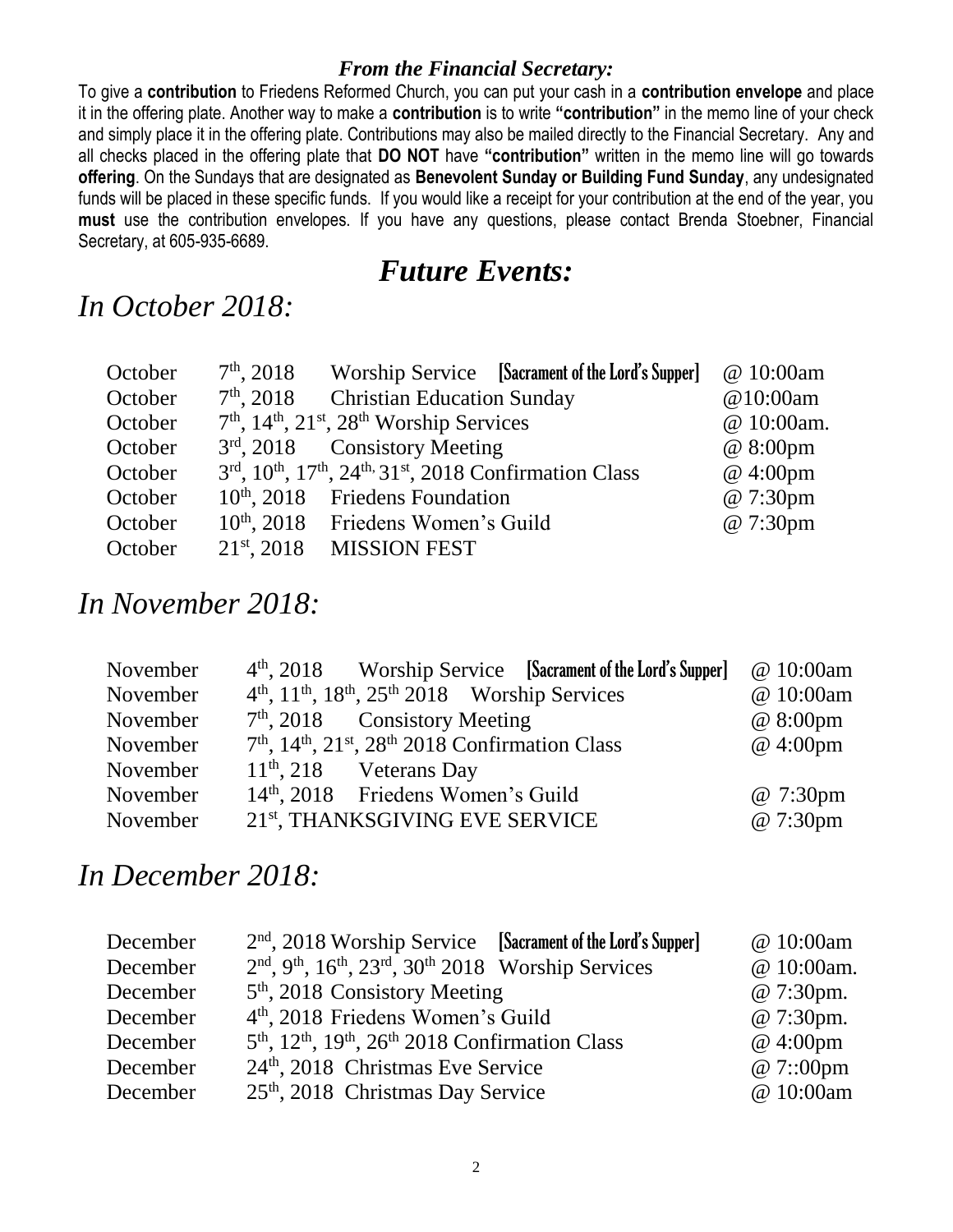### *From the Financial Secretary:*

To give a **contribution** to Friedens Reformed Church, you can put your cash in a **contribution envelope** and place it in the offering plate. Another way to make a **contribution** is to write **"contribution"** in the memo line of your check and simply place it in the offering plate. Contributions may also be mailed directly to the Financial Secretary. Any and all checks placed in the offering plate that **DO NOT** have **"contribution"** written in the memo line will go towards **offering**. On the Sundays that are designated as **Benevolent Sunday or Building Fund Sunday**, any undesignated funds will be placed in these specific funds. If you would like a receipt for your contribution at the end of the year, you **must** use the contribution envelopes. If you have any questions, please contact Brenda Stoebner, Financial Secretary, at 605-935-6689.

# *Future Events:*

## *In October 2018:*

| | | |
|---|---|---|
| October | 7th, 2018 Worship Service [Sacrament of the Lord's Supper] | @ 10:00am |
| October | 7th, 2018 Christian Education Sunday | @10:00am |
| October | 7th, 14th, 21st, 28th Worship Services | @ 10:00am. |
| October | 3rd, 2018 Consistory Meeting | @ 8:00pm |
| October | 3rd, 10th, 17th, 24th, 31st, 2018 Confirmation Class | @ 4:00pm |
| October | 10th, 2018 Friedens Foundation | @ 7:30pm |
| October | 10th, 2018 Friedens Women's Guild | @ 7:30pm |
| October | 21st, 2018 MISSION FEST | |

## *In November 2018:*

| | | |
|---|---|---|
| November | 4th, 2018 Worship Service [Sacrament of the Lord's Supper] | @ 10:00am |
| November | 4th, 11th, 18th, 25th 2018 Worship Services | @ 10:00am |
| November | 7th, 2018 Consistory Meeting | @ 8:00pm |
| November | 7th, 14th, 21st, 28th 2018 Confirmation Class | @ 4:00pm |
| November | 11th, 218 Veterans Day | |
| November | 14th, 2018 Friedens Women's Guild | @ 7:30pm |
| November | 21st, THANKSGIVING EVE SERVICE | @ 7:30pm |

## *In December 2018:*

| | | |
|---|---|---|
| December | 2nd, 2018 Worship Service [Sacrament of the Lord's Supper] | @ 10:00am |
| December | 2nd, 9th, 16th, 23rd, 30th 2018 Worship Services | @ 10:00am. |
| December | 5th, 2018 Consistory Meeting | @ 7:30pm. |
| December | 4th, 2018 Friedens Women's Guild | @ 7:30pm. |
| December | 5th, 12th, 19th, 26th 2018 Confirmation Class | @ 4:00pm |
| December | 24th, 2018 Christmas Eve Service | @ 7::00pm |
| December | 25th, 2018 Christmas Day Service | @ 10:00am |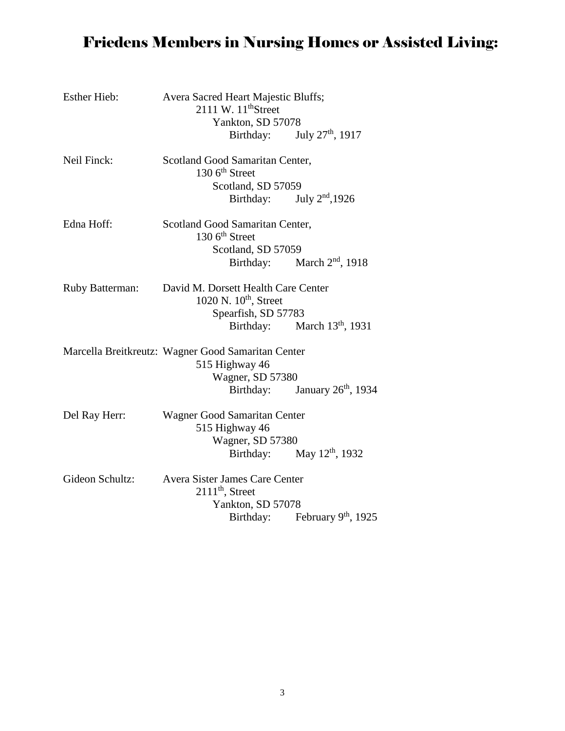# Friedens Members in Nursing Homes or Assisted Living:

Esther Hieb: Avera Sacred Heart Majestic Bluffs;
2111 W. 11th Street
Yankton, SD 57078
Birthday: July 27th, 1917

Neil Finck: Scotland Good Samaritan Center,
130 6th Street
Scotland, SD 57059
Birthday: July 2nd, 1926

Edna Hoff: Scotland Good Samaritan Center,
130 6th Street
Scotland, SD 57059
Birthday: March 2nd, 1918

Ruby Batterman: David M. Dorsett Health Care Center
1020 N. 10th, Street
Spearfish, SD 57783
Birthday: March 13th, 1931

Marcella Breitkreutz: Wagner Good Samaritan Center
515 Highway 46
Wagner, SD 57380
Birthday: January 26th, 1934

Del Ray Herr: Wagner Good Samaritan Center
515 Highway 46
Wagner, SD 57380
Birthday: May 12th, 1932

Gideon Schultz: Avera Sister James Care Center
2111th, Street
Yankton, SD 57078
Birthday: February 9th, 1925